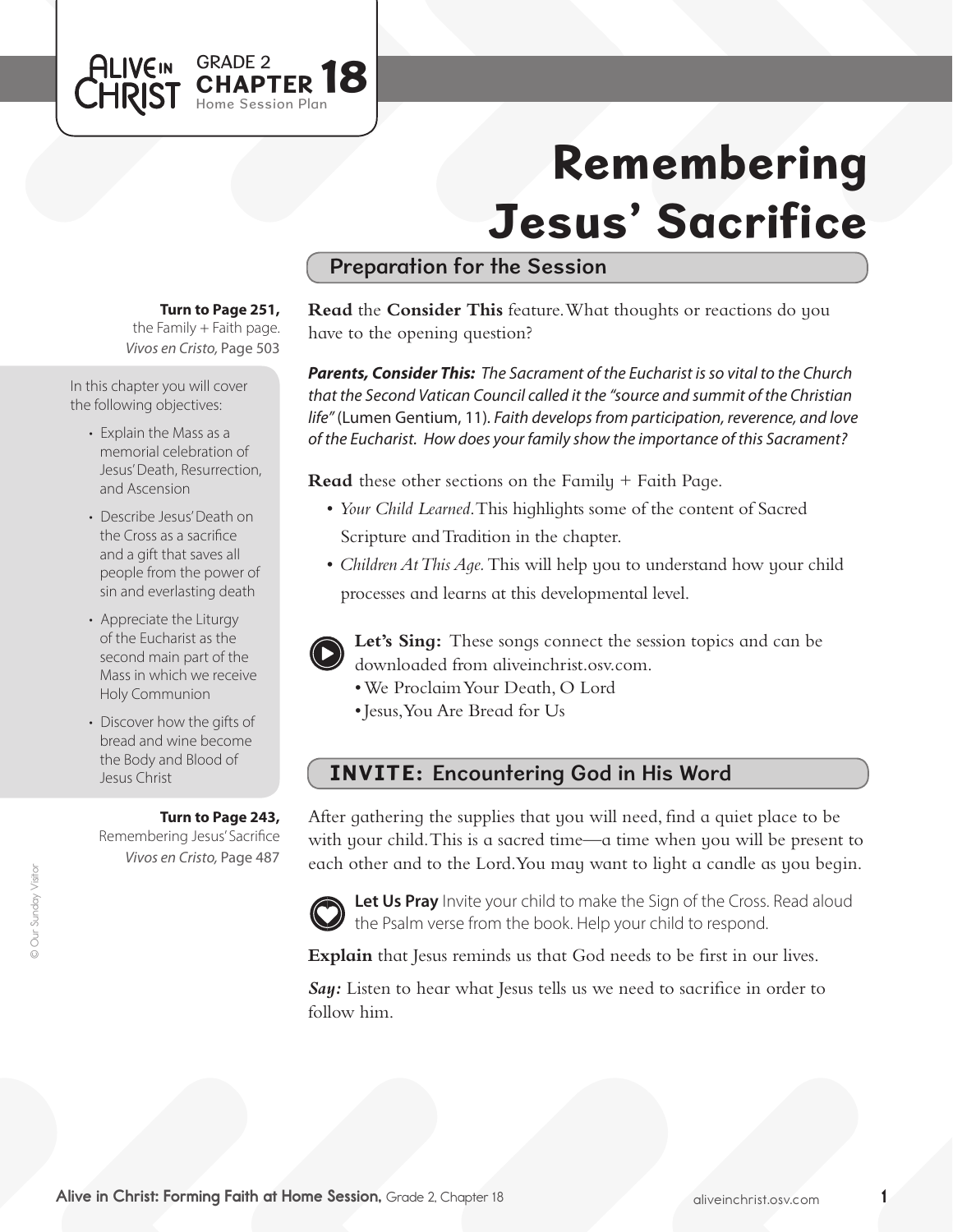GRADE 2 **CHAPTER 18**
Home Session Plan

# Remembering Jesus' Sacrifice

## Preparation for the Session

**Turn to Page 251,** the Family + Faith page. *Vivos en Cristo,* Page 503

In this chapter you will cover the following objectives:

- Explain the Mass as a memorial celebration of Jesus' Death, Resurrection, and Ascension
- Describe Jesus' Death on the Cross as a sacrifice and a gift that saves all people from the power of sin and everlasting death
- Appreciate the Liturgy of the Eucharist as the second main part of the Mass in which we receive Holy Communion
- Discover how the gifts of bread and wine become the Body and Blood of Jesus Christ

**Turn to Page 243,** Remembering Jesus' Sacrifice *Vivos en Cristo,* Page 487

**Read** the **Consider This** feature. What thoughts or reactions do you have to the opening question?

***Parents, Consider This:*** *The Sacrament of the Eucharist is so vital to the Church that the Second Vatican Council called it the "source and summit of the Christian life"* (Lumen Gentium, 11). *Faith develops from participation, reverence, and love of the Eucharist. How does your family show the importance of this Sacrament?*

**Read** these other sections on the Family + Faith Page.

- *Your Child Learned.* This highlights some of the content of Sacred Scripture and Tradition in the chapter.
- *Children At This Age.* This will help you to understand how your child processes and learns at this developmental level.

**Let's Sing:** These songs connect the session topics and can be downloaded from aliveinchrist.osv.com.
- We Proclaim Your Death, O Lord
- Jesus, You Are Bread for Us

## INVITE: Encountering God in His Word

After gathering the supplies that you will need, find a quiet place to be with your child. This is a sacred time—a time when you will be present to each other and to the Lord. You may want to light a candle as you begin.

**Let Us Pray** Invite your child to make the Sign of the Cross. Read aloud the Psalm verse from the book. Help your child to respond.

**Explain** that Jesus reminds us that God needs to be first in our lives.

***Say:*** Listen to hear what Jesus tells us we need to sacrifice in order to follow him.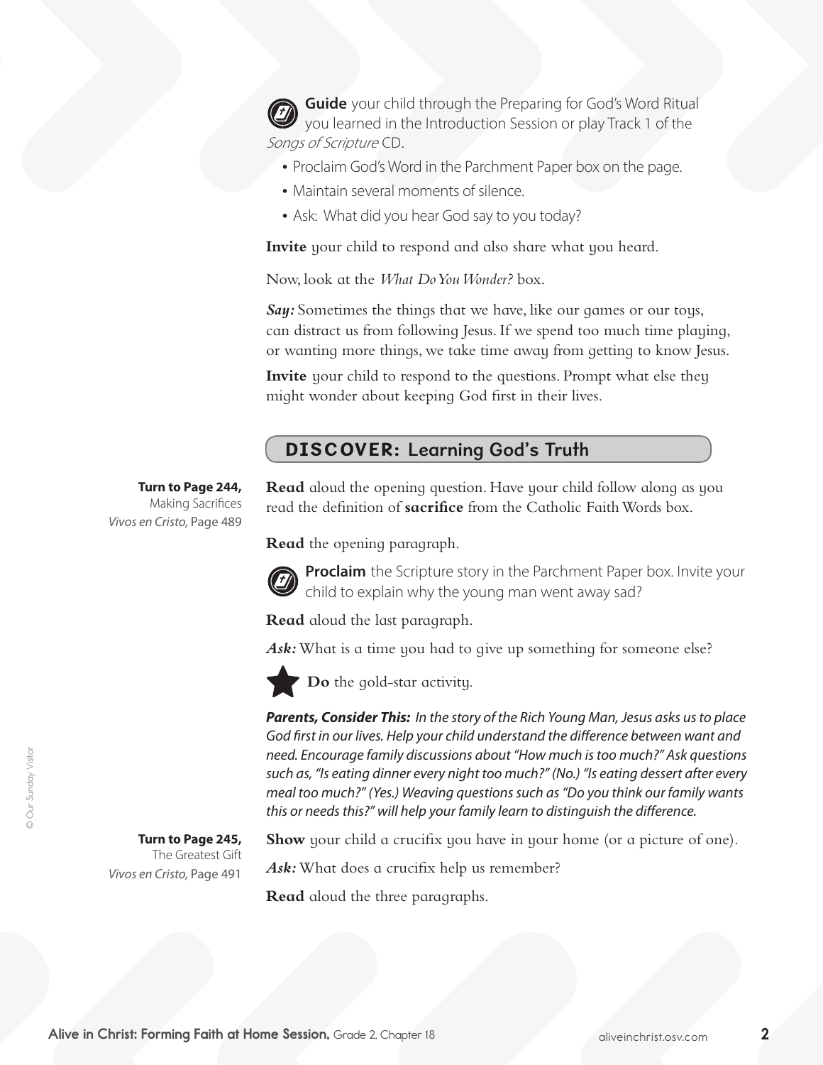**Guide** your child through the Preparing for God's Word Ritual you learned in the Introduction Session or play Track 1 of the *Songs of Scripture* CD.

- Proclaim God's Word in the Parchment Paper box on the page.
- Maintain several moments of silence.
- Ask: What did you hear God say to you today?

**Invite** your child to respond and also share what you heard.

Now, look at the *What Do You Wonder?* box.

***Say:*** Sometimes the things that we have, like our games or our toys, can distract us from following Jesus. If we spend too much time playing, or wanting more things, we take time away from getting to know Jesus.

**Invite** your child to respond to the questions. Prompt what else they might wonder about keeping God first in their lives.

## DISCOVER: Learning God's Truth

**Turn to Page 244,** Making Sacrifices *Vivos en Cristo,* Page 489

**Read** aloud the opening question. Have your child follow along as you read the definition of **sacrifice** from the Catholic Faith Words box.

**Read** the opening paragraph.

**Proclaim** the Scripture story in the Parchment Paper box. Invite your child to explain why the young man went away sad?

**Read** aloud the last paragraph.

***Ask:*** What is a time you had to give up something for someone else?

**Do** the gold-star activity.

***Parents, Consider This:*** *In the story of the Rich Young Man, Jesus asks us to place God first in our lives. Help your child understand the difference between want and need. Encourage family discussions about "How much is too much?" Ask questions such as, "Is eating dinner every night too much?" (No.) "Is eating dessert after every meal too much?" (Yes.) Weaving questions such as "Do you think our family wants this or needs this?" will help your family learn to distinguish the difference.*

**Turn to Page 245,** The Greatest Gift *Vivos en Cristo,* Page 491

**Show** your child a crucifix you have in your home (or a picture of one).

***Ask:*** What does a crucifix help us remember?

**Read** aloud the three paragraphs.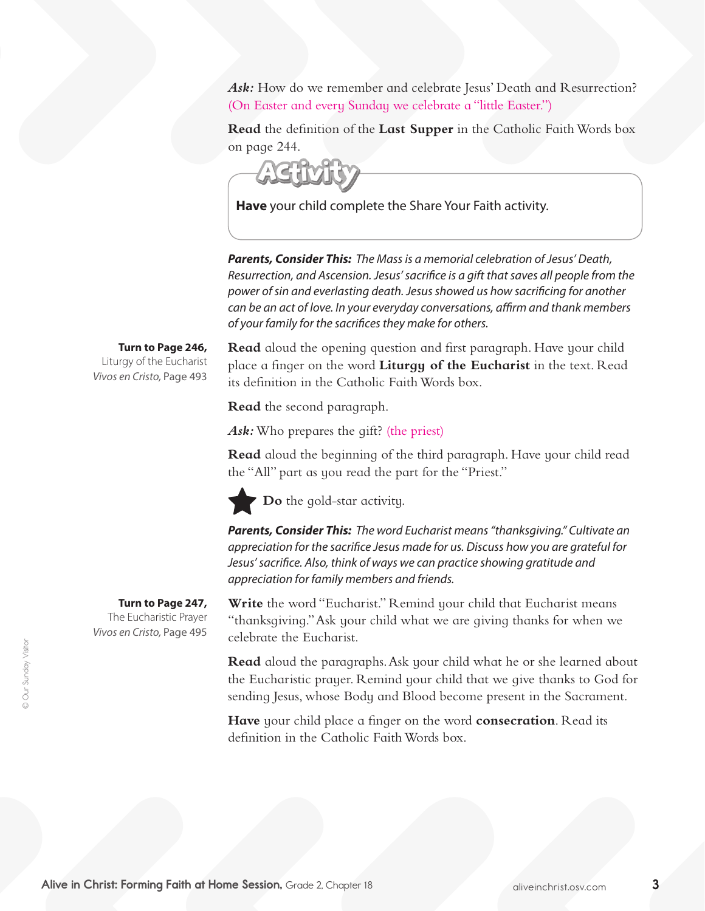***Ask:*** How do we remember and celebrate Jesus' Death and Resurrection? (On Easter and every Sunday we celebrate a "little Easter.")

**Read** the definition of the **Last Supper** in the Catholic Faith Words box on page 244.

**Activity**

**Have** your child complete the Share Your Faith activity.

***Parents, Consider This:*** *The Mass is a memorial celebration of Jesus' Death, Resurrection, and Ascension. Jesus' sacrifice is a gift that saves all people from the power of sin and everlasting death. Jesus showed us how sacrificing for another can be an act of love. In your everyday conversations, affirm and thank members of your family for the sacrifices they make for others.*

**Turn to Page 246,**
Liturgy of the Eucharist
*Vivos en Cristo,* Page 493

**Read** aloud the opening question and first paragraph. Have your child place a finger on the word **Liturgy of the Eucharist** in the text. Read its definition in the Catholic Faith Words box.

**Read** the second paragraph.

***Ask:*** Who prepares the gift? (the priest)

**Read** aloud the beginning of the third paragraph. Have your child read the "All" part as you read the part for the "Priest."

★ **Do** the gold-star activity.

***Parents, Consider This:*** *The word Eucharist means "thanksgiving." Cultivate an appreciation for the sacrifice Jesus made for us. Discuss how you are grateful for Jesus' sacrifice. Also, think of ways we can practice showing gratitude and appreciation for family members and friends.*

**Turn to Page 247,**
The Eucharistic Prayer
*Vivos en Cristo,* Page 495

**Write** the word "Eucharist." Remind your child that Eucharist means "thanksgiving." Ask your child what we are giving thanks for when we celebrate the Eucharist.

**Read** aloud the paragraphs. Ask your child what he or she learned about the Eucharistic prayer. Remind your child that we give thanks to God for sending Jesus, whose Body and Blood become present in the Sacrament.

**Have** your child place a finger on the word **consecration**. Read its definition in the Catholic Faith Words box.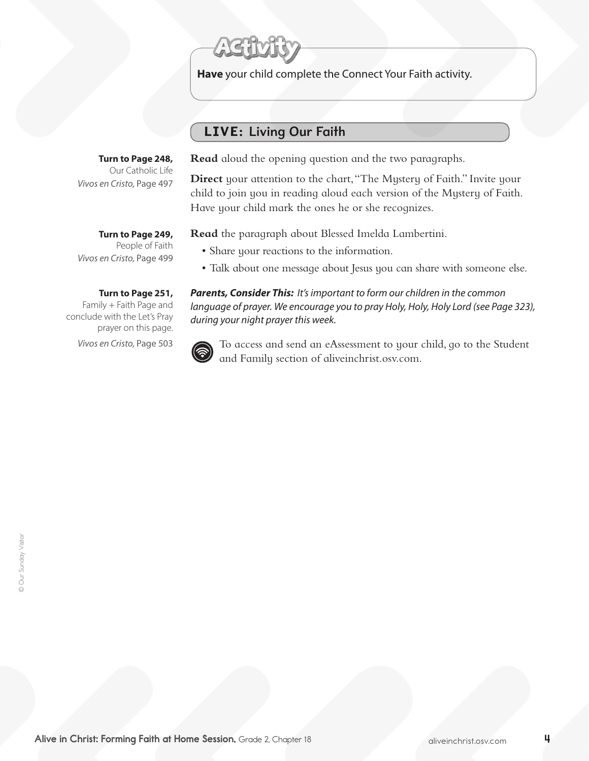## Activity

**Have** your child complete the Connect Your Faith activity.

## LIVE: Living Our Faith

**Turn to Page 248,** Our Catholic Life
*Vivos en Cristo,* Page 497

**Read** aloud the opening question and the two paragraphs.

**Direct** your attention to the chart, "The Mystery of Faith." Invite your child to join you in reading aloud each version of the Mystery of Faith. Have your child mark the ones he or she recognizes.

**Turn to Page 249,** People of Faith
*Vivos en Cristo,* Page 499

**Read** the paragraph about Blessed Imelda Lambertini.

- Share your reactions to the information.
- Talk about one message about Jesus you can share with someone else.

**Turn to Page 251,** Family + Faith Page and conclude with the Let's Pray prayer on this page.
*Vivos en Cristo,* Page 503

***Parents, Consider This:*** *It's important to form our children in the common language of prayer. We encourage you to pray Holy, Holy, Holy Lord (see Page 323), during your night prayer this week.*

To access and send an eAssessment to your child, go to the Student and Family section of aliveinchrist.osv.com.